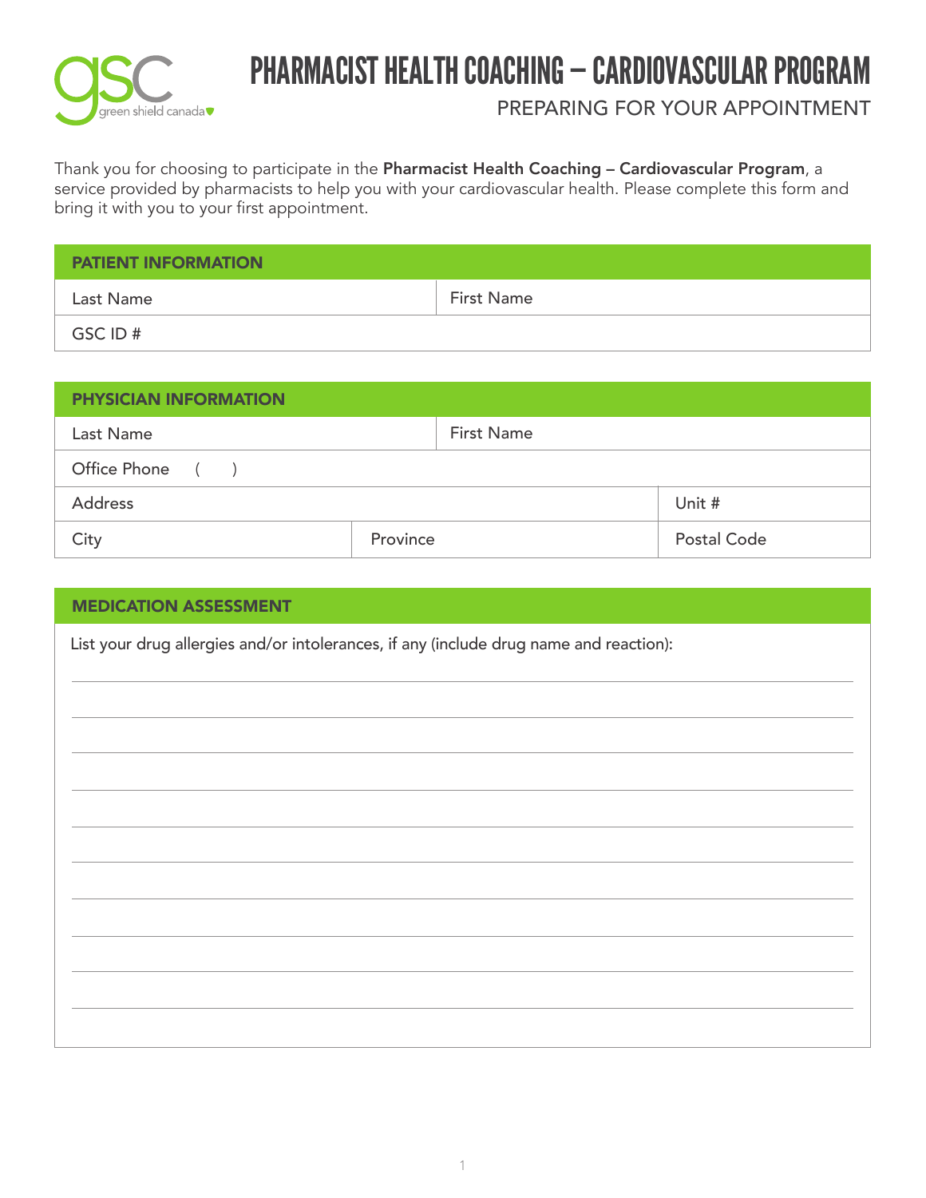# PHARMACIST HEALTH COACHING – CARDIOVASCULAR PROGRAM

## PREPARING FOR YOUR APPOINTMENT

Thank you for choosing to participate in the **Pharmacist Health Coaching – Cardiovascular Program**, a service provided by pharmacists to help you with your cardiovascular health. Please complete this form and bring it with you to your first appointment.

| PATIENT INFORMATION | |
|---|---|
| Last Name | First Name |
| GSC ID # | |

| PHYSICIAN INFORMATION | | |
|---|---|---|
| Last Name | First Name | |
| Office Phone ( ) | | |
| Address | | Unit # |
| City | Province | Postal Code |

### MEDICATION ASSESSMENT

List your drug allergies and/or intolerances, if any (include drug name and reaction):

_______________________________________________

_______________________________________________

_______________________________________________

_______________________________________________

_______________________________________________

_______________________________________________

_______________________________________________

_______________________________________________

_______________________________________________

_______________________________________________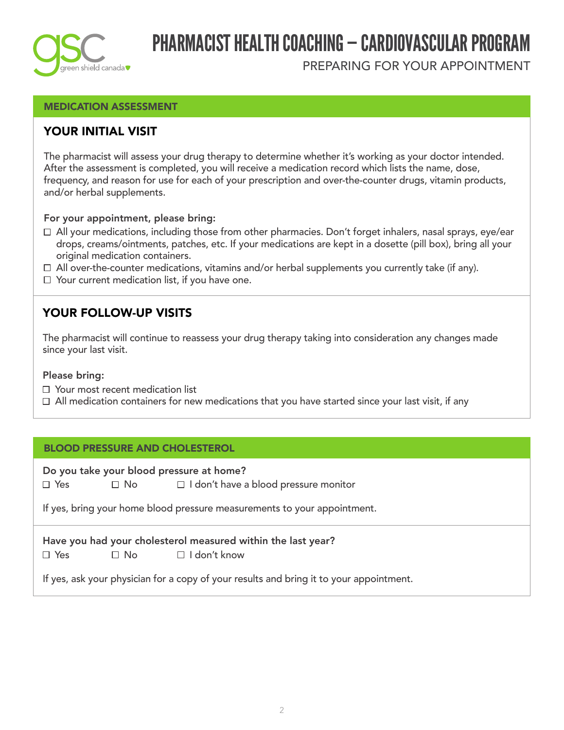# PHARMACIST HEALTH COACHING – CARDIOVASCULAR PROGRAM

PREPARING FOR YOUR APPOINTMENT

## MEDICATION ASSESSMENT

### YOUR INITIAL VISIT

The pharmacist will assess your drug therapy to determine whether it's working as your doctor intended. After the assessment is completed, you will receive a medication record which lists the name, dose, frequency, and reason for use for each of your prescription and over-the-counter drugs, vitamin products, and/or herbal supplements.

**For your appointment, please bring:**

- ☐ All your medications, including those from other pharmacies. Don't forget inhalers, nasal sprays, eye/ear drops, creams/ointments, patches, etc. If your medications are kept in a dosette (pill box), bring all your original medication containers.
- ☐ All over-the-counter medications, vitamins and/or herbal supplements you currently take (if any).
- ☐ Your current medication list, if you have one.

### YOUR FOLLOW-UP VISITS

The pharmacist will continue to reassess your drug therapy taking into consideration any changes made since your last visit.

**Please bring:**

- ☐ Your most recent medication list
- ☐ All medication containers for new medications that you have started since your last visit, if any

## BLOOD PRESSURE AND CHOLESTEROL

**Do you take your blood pressure at home?**

☐ Yes ☐ No ☐ I don't have a blood pressure monitor

If yes, bring your home blood pressure measurements to your appointment.

**Have you had your cholesterol measured within the last year?**

☐ Yes ☐ No ☐ I don't know

If yes, ask your physician for a copy of your results and bring it to your appointment.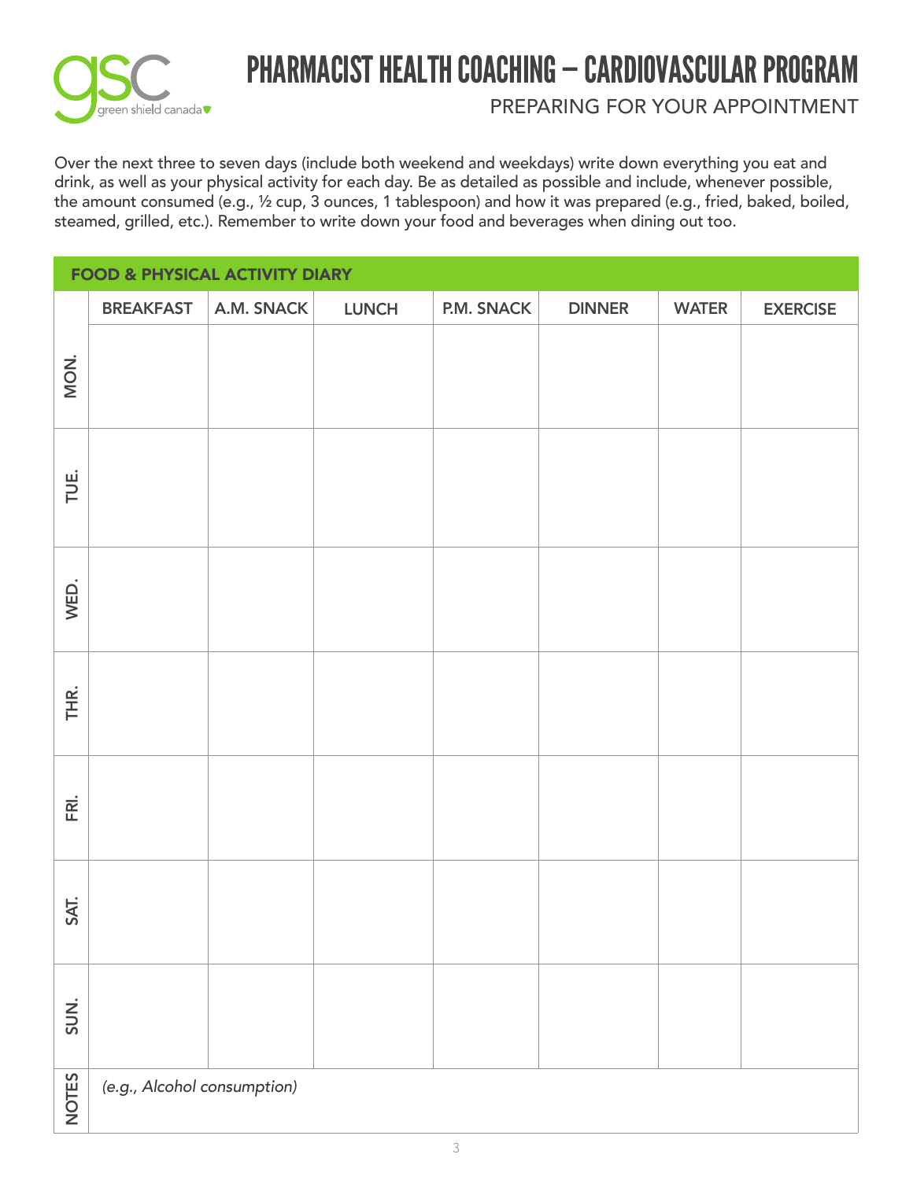# PHARMACIST HEALTH COACHING – CARDIOVASCULAR PROGRAM

## PREPARING FOR YOUR APPOINTMENT

Over the next three to seven days (include both weekend and weekdays) write down everything you eat and drink, as well as your physical activity for each day. Be as detailed as possible and include, whenever possible, the amount consumed (e.g., ½ cup, 3 ounces, 1 tablespoon) and how it was prepared (e.g., fried, baked, boiled, steamed, grilled, etc.). Remember to write down your food and beverages when dining out too.

**FOOD & PHYSICAL ACTIVITY DIARY**

| | BREAKFAST | A.M. SNACK | LUNCH | P.M. SNACK | DINNER | WATER | EXERCISE |
|---|---|---|---|---|---|---|---|
| MON. | | | | | | | |
| TUE. | | | | | | | |
| WED. | | | | | | | |
| THR. | | | | | | | |
| FRI. | | | | | | | |
| SAT. | | | | | | | |
| SUN. | | | | | | | |
| NOTES | *(e.g., Alcohol consumption)* | | | | | | |